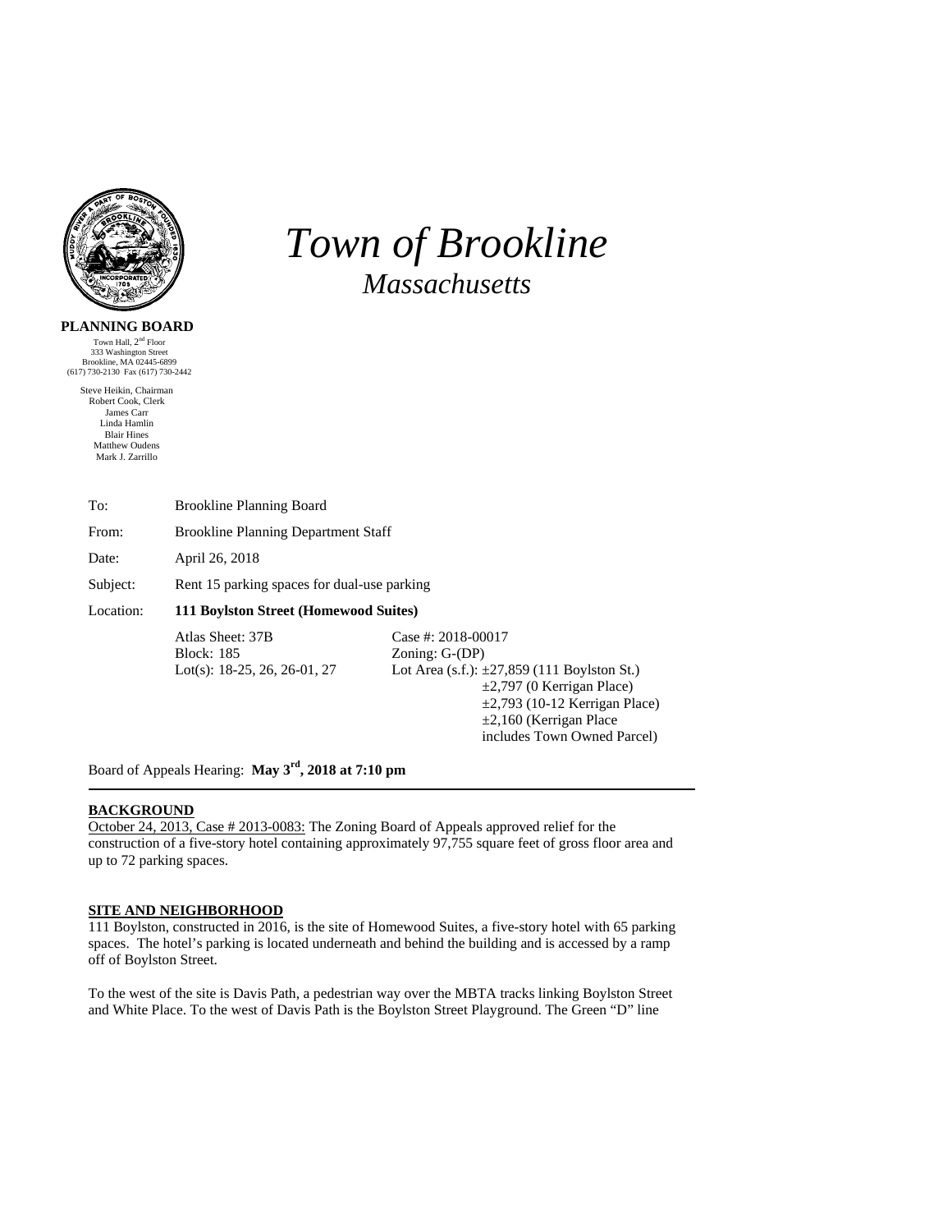# *Town of Brookline*

## *Massachusetts*

**PLANNING BOARD**

Town Hall, 2nd Floor
333 Washington Street
Brookline, MA 02445-6899
(617) 730-2130 Fax (617) 730-2442

Steve Heikin, Chairman
Robert Cook, Clerk
James Carr
Linda Hamlin
Blair Hines
Matthew Oudens
Mark J. Zarrillo

| | |
|---|---|
| To: | Brookline Planning Board |
| From: | Brookline Planning Department Staff |
| Date: | April 26, 2018 |
| Subject: | Rent 15 parking spaces for dual-use parking |
| Location: | **111 Boylston Street (Homewood Suites)** |

| | |
|---|---|
| Atlas Sheet: 37B | Case #: 2018-00017 |
| Block: 185 | Zoning: G-(DP) |
| Lot(s): 18-25, 26, 26-01, 27 | Lot Area (s.f.): ±27,859 (111 Boylston St.)<br>±2,797 (0 Kerrigan Place)<br>±2,793 (10-12 Kerrigan Place)<br>±2,160 (Kerrigan Place includes Town Owned Parcel) |

Board of Appeals Hearing: **May 3rd, 2018 at 7:10 pm**

---

**BACKGROUND**

October 24, 2013, Case # 2013-0083: The Zoning Board of Appeals approved relief for the construction of a five-story hotel containing approximately 97,755 square feet of gross floor area and up to 72 parking spaces.

**SITE AND NEIGHBORHOOD**

111 Boylston, constructed in 2016, is the site of Homewood Suites, a five-story hotel with 65 parking spaces. The hotel's parking is located underneath and behind the building and is accessed by a ramp off of Boylston Street.

To the west of the site is Davis Path, a pedestrian way over the MBTA tracks linking Boylston Street and White Place. To the west of Davis Path is the Boylston Street Playground. The Green "D" line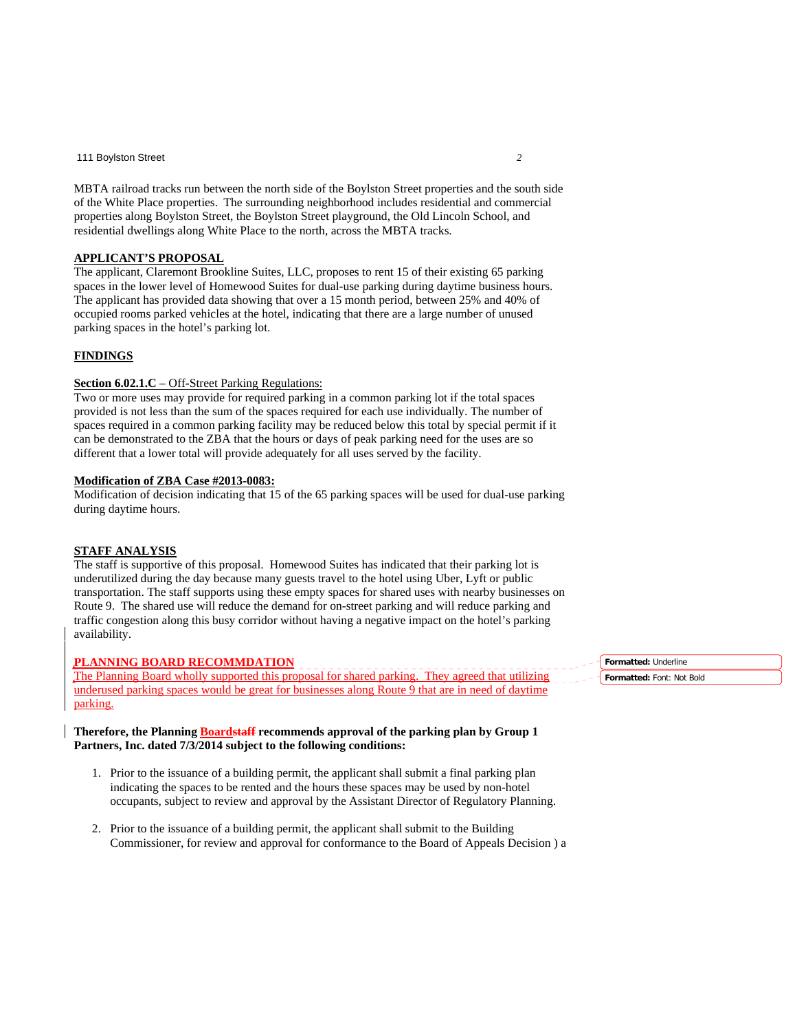MBTA railroad tracks run between the north side of the Boylston Street properties and the south side of the White Place properties. The surrounding neighborhood includes residential and commercial properties along Boylston Street, the Boylston Street playground, the Old Lincoln School, and residential dwellings along White Place to the north, across the MBTA tracks.

## APPLICANT'S PROPOSAL

The applicant, Claremont Brookline Suites, LLC, proposes to rent 15 of their existing 65 parking spaces in the lower level of Homewood Suites for dual-use parking during daytime business hours. The applicant has provided data showing that over a 15 month period, between 25% and 40% of occupied rooms parked vehicles at the hotel, indicating that there are a large number of unused parking spaces in the hotel's parking lot.

## FINDINGS

**Section 6.02.1.C** – Off-Street Parking Regulations:
Two or more uses may provide for required parking in a common parking lot if the total spaces provided is not less than the sum of the spaces required for each use individually. The number of spaces required in a common parking facility may be reduced below this total by special permit if it can be demonstrated to the ZBA that the hours or days of peak parking need for the uses are so different that a lower total will provide adequately for all uses served by the facility.

**Modification of ZBA Case #2013-0083:**
Modification of decision indicating that 15 of the 65 parking spaces will be used for dual-use parking during daytime hours.

## STAFF ANALYSIS

The staff is supportive of this proposal. Homewood Suites has indicated that their parking lot is underutilized during the day because many guests travel to the hotel using Uber, Lyft or public transportation. The staff supports using these empty spaces for shared uses with nearby businesses on Route 9. The shared use will reduce the demand for on-street parking and will reduce parking and traffic congestion along this busy corridor without having a negative impact on the hotel's parking availability.

## PLANNING BOARD RECOMMDATION

The Planning Board wholly supported this proposal for shared parking. They agreed that utilizing underused parking spaces would be great for businesses along Route 9 that are in need of daytime parking.

**Therefore, the Planning Board~~staff~~ recommends approval of the parking plan by Group 1 Partners, Inc. dated 7/3/2014 subject to the following conditions:**

1. Prior to the issuance of a building permit, the applicant shall submit a final parking plan indicating the spaces to be rented and the hours these spaces may be used by non-hotel occupants, subject to review and approval by the Assistant Director of Regulatory Planning.

2. Prior to the issuance of a building permit, the applicant shall submit to the Building Commissioner, for review and approval for conformance to the Board of Appeals Decision ) a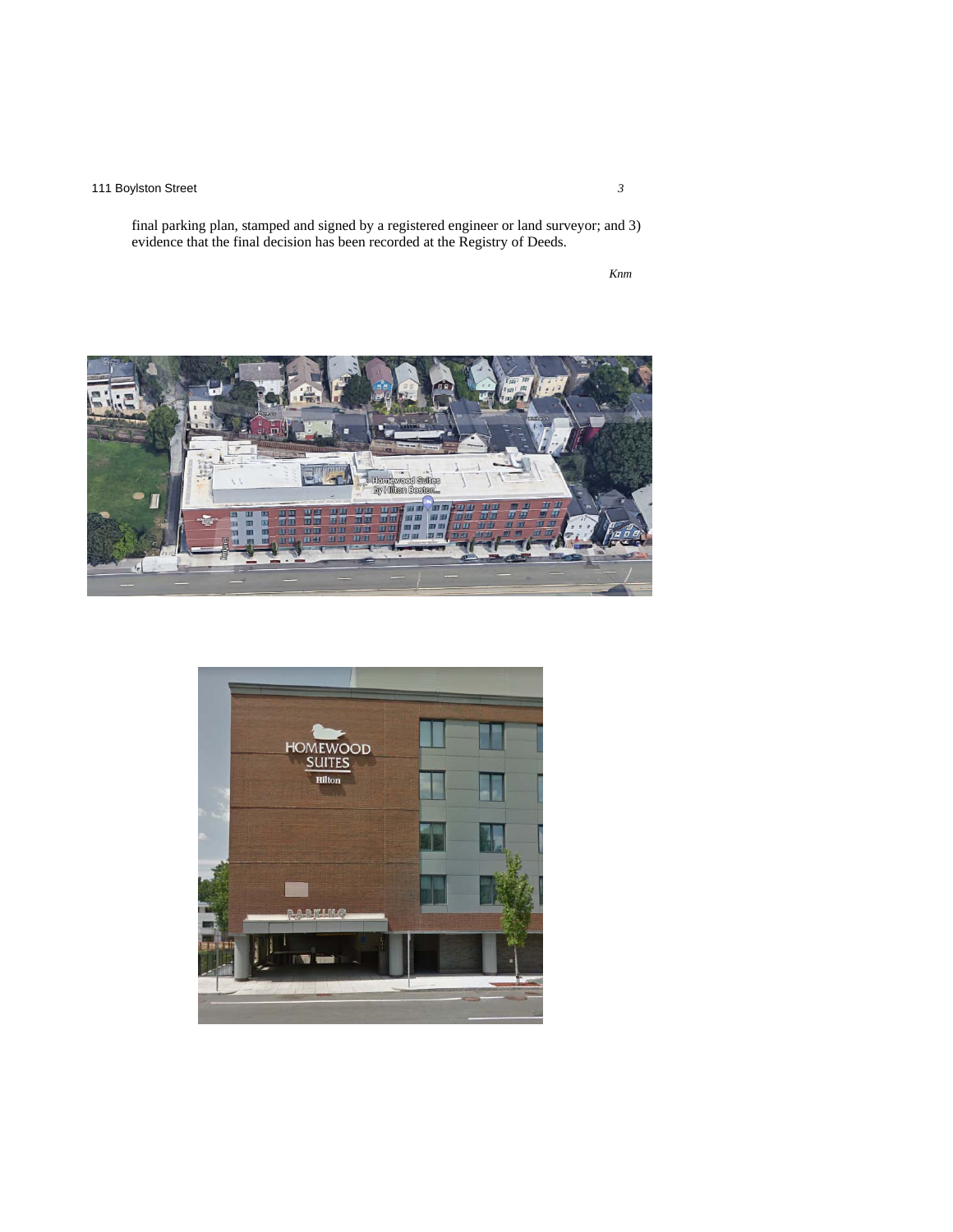final parking plan, stamped and signed by a registered engineer or land surveyor; and 3) evidence that the final decision has been recorded at the Registry of Deeds.

*Knm*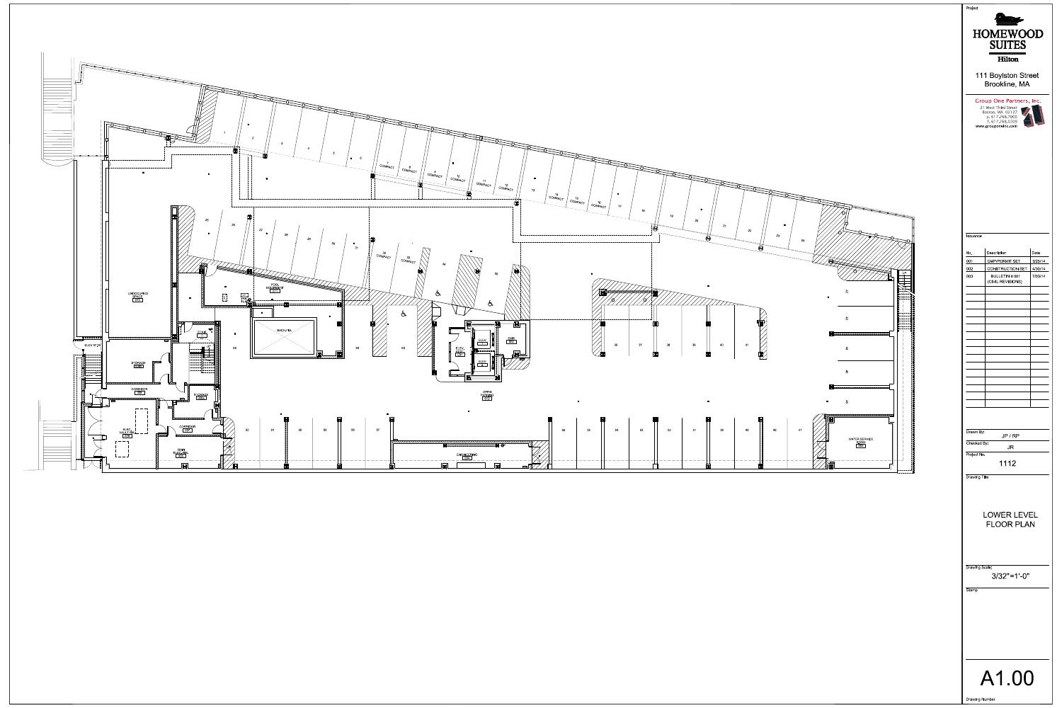Project

# HOMEWOOD SUITES

Hilton

111 Boylston Street
Brookline, MA

Group One Partners, Inc.
21 West Third Street
Boston, MA 02127
p. 617.268.7000
f. 617.268.5299
www.grouponeinc.com

Issuance

| No. | Description | Date |
|---|---|---|
| 001 | GMP/PERMIT SET | 3/25/14 |
| 002 | CONSTRUCTION SET | 4/30/14 |
| 003 | BULLETIN # 001 (CIVIL REVISIONS) | 7/03/14 |

Drawn By: JP / RP

Checked By: JR

Project No. 1112

Drawing Title

LOWER LEVEL FLOOR PLAN

Drawing Scale: 3/32"=1'-0"

Stamp

A1.00

Drawing Number

UNOCCUPIED SPACE

STORAGE

CORRIDOR

STORAGE

CORRIDOR

ELEC VAULT RM

MAIN ELEC RM

STAIR

POOL EQUIPMENT

BACKFILL

ELEV

ELEV

ELEV LOBBY

STAIR

OPEN PARKING

ENG RECORDING

WATER SERVICE ROOM

COMPACT